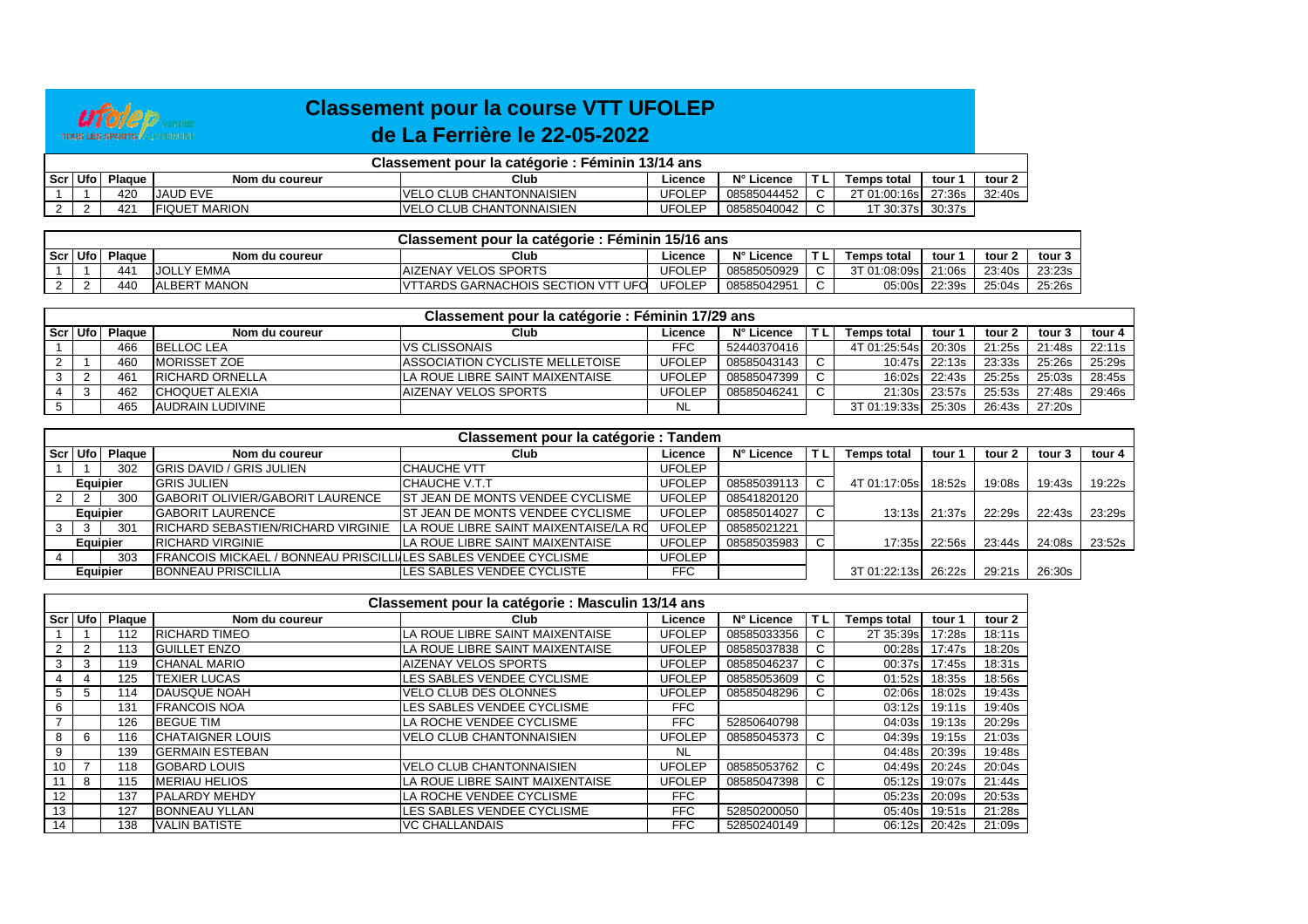# Classement pour la course VTT UFOLEP
## de La Ferrière le 22-05-2022

### Classement pour la catégorie : Féminin 13/14 ans

| Scr | Ufo | Plaque | Nom du coureur | Club | Licence | N° Licence | T L | Temps total | tour 1 | tour 2 |
|---|---|---|---|---|---|---|---|---|---|---|
| 1 | 1 | 420 | JAUD EVE | VELO CLUB CHANTONNAISIEN | UFOLEP | 08585044452 | C | 2T 01:00:16s | 27:36s | 32:40s |
| 2 | 2 | 421 | FIQUET MARION | VELO CLUB CHANTONNAISIEN | UFOLEP | 08585040042 | C | 1T 30:37s | 30:37s | |

### Classement pour la catégorie : Féminin 15/16 ans

| Scr | Ufo | Plaque | Nom du coureur | Club | Licence | N° Licence | T L | Temps total | tour 1 | tour 2 | tour 3 |
|---|---|---|---|---|---|---|---|---|---|---|---|
| 1 | 1 | 441 | JOLLY EMMA | AIZENAY VELOS SPORTS | UFOLEP | 08585050929 | C | 3T 01:08:09s | 21:06s | 23:40s | 23:23s |
| 2 | 2 | 440 | ALBERT MANON | VTTARDS GARNACHOIS SECTION VTT UFO | UFOLEP | 08585042951 | C | 05:00s | 22:39s | 25:04s | 25:26s |

### Classement pour la catégorie : Féminin 17/29 ans

| Scr | Ufo | Plaque | Nom du coureur | Club | Licence | N° Licence | T L | Temps total | tour 1 | tour 2 | tour 3 | tour 4 |
|---|---|---|---|---|---|---|---|---|---|---|---|---|
| 1 | | 466 | BELLOC LEA | VS CLISSONAIS | FFC | 52440370416 | | 4T 01:25:54s | 20:30s | 21:25s | 21:48s | 22:11s |
| 2 | 1 | 460 | MORISSET ZOE | ASSOCIATION CYCLISTE MELLETOISE | UFOLEP | 08585043143 | C | 10:47s | 22:13s | 23:33s | 25:26s | 25:29s |
| 3 | 2 | 461 | RICHARD ORNELLA | LA ROUE LIBRE SAINT MAIXENTAISE | UFOLEP | 08585047399 | C | 16:02s | 22:43s | 25:25s | 25:03s | 28:45s |
| 4 | 3 | 462 | CHOQUET ALEXIA | AIZENAY VELOS SPORTS | UFOLEP | 08585046241 | C | 21:30s | 23:57s | 25:53s | 27:48s | 29:46s |
| 5 | | 465 | AUDRAIN LUDIVINE | | NL | | | 3T 01:19:33s | 25:30s | 26:43s | 27:20s | |

### Classement pour la catégorie : Tandem

| Scr | Ufo | Plaque | Nom du coureur | Club | Licence | N° Licence | T L | Temps total | tour 1 | tour 2 | tour 3 | tour 4 |
|---|---|---|---|---|---|---|---|---|---|---|---|---|
| 1 | 1 | 302 | GRIS DAVID / GRIS JULIEN | CHAUCHE VTT | UFOLEP | | | | | | | |
| Equipier | | | GRIS JULIEN | CHAUCHE V.T.T | UFOLEP | 08585039113 | C | 4T 01:17:05s | 18:52s | 19:08s | 19:43s | 19:22s |
| 2 | 2 | 300 | GABORIT OLIVIER/GABORIT LAURENCE | ST JEAN DE MONTS VENDEE CYCLISME | UFOLEP | 08541820120 | | | | | | |
| Equipier | | | GABORIT LAURENCE | ST JEAN DE MONTS VENDEE CYCLISME | UFOLEP | 08585014027 | C | 13:13s | 21:37s | 22:29s | 22:43s | 23:29s |
| 3 | 3 | 301 | RICHARD SEBASTIEN/RICHARD VIRGINIE | LA ROUE LIBRE SAINT MAIXENTAISE/LA RO | UFOLEP | 08585021221 | | | | | | |
| Equipier | | | RICHARD VIRGINIE | LA ROUE LIBRE SAINT MAIXENTAISE | UFOLEP | 08585035983 | C | 17:35s | 22:56s | 23:44s | 24:08s | 23:52s |
| 4 | | 303 | FRANCOIS MICKAEL / BONNEAU PRISCILLI | LES SABLES VENDEE CYCLISME | UFOLEP | | | | | | | |
| Equipier | | | BONNEAU PRISCILLIA | LES SABLES VENDEE CYCLISTE | FFC | | | 3T 01:22:13s | 26:22s | 29:21s | 26:30s | |

### Classement pour la catégorie : Masculin 13/14 ans

| Scr | Ufo | Plaque | Nom du coureur | Club | Licence | N° Licence | T L | Temps total | tour 1 | tour 2 |
|---|---|---|---|---|---|---|---|---|---|---|
| 1 | 1 | 112 | RICHARD TIMEO | LA ROUE LIBRE SAINT MAIXENTAISE | UFOLEP | 08585033356 | C | 2T 35:39s | 17:28s | 18:11s |
| 2 | 2 | 113 | GUILLET ENZO | LA ROUE LIBRE SAINT MAIXENTAISE | UFOLEP | 08585037838 | C | 00:28s | 17:47s | 18:20s |
| 3 | 3 | 119 | CHANAL MARIO | AIZENAY VELOS SPORTS | UFOLEP | 08585046237 | C | 00:37s | 17:45s | 18:31s |
| 4 | 4 | 125 | TEXIER LUCAS | LES SABLES VENDEE CYCLISME | UFOLEP | 08585053609 | C | 01:52s | 18:35s | 18:56s |
| 5 | 5 | 114 | DAUSQUE NOAH | VELO CLUB DES OLONNES | UFOLEP | 08585048296 | C | 02:06s | 18:02s | 19:43s |
| 6 | | 131 | FRANCOIS NOA | LES SABLES VENDEE CYCLISME | FFC | | | 03:12s | 19:11s | 19:40s |
| 7 | | 126 | BEGUE TIM | LA ROCHE VENDEE CYCLISME | FFC | 52850640798 | | 04:03s | 19:13s | 20:29s |
| 8 | 6 | 116 | CHATAIGNER LOUIS | VELO CLUB CHANTONNAISIEN | UFOLEP | 08585045373 | C | 04:39s | 19:15s | 21:03s |
| 9 | | 139 | GERMAIN ESTEBAN | | NL | | | 04:48s | 20:39s | 19:48s |
| 10 | 7 | 118 | GOBARD LOUIS | VELO CLUB CHANTONNAISIEN | UFOLEP | 08585053762 | C | 04:49s | 20:24s | 20:04s |
| 11 | 8 | 115 | MERIAU HELIOS | LA ROUE LIBRE SAINT MAIXENTAISE | UFOLEP | 08585047398 | C | 05:12s | 19:07s | 21:44s |
| 12 | | 137 | PALARDY MEHDY | LA ROCHE VENDEE CYCLISME | FFC | | | 05:23s | 20:09s | 20:53s |
| 13 | | 127 | BONNEAU YLLAN | LES SABLES VENDEE CYCLISME | FFC | 52850200050 | | 05:40s | 19:51s | 21:28s |
| 14 | | 138 | VALIN BATISTE | VC CHALLANDAIS | FFC | 52850240149 | | 06:12s | 20:42s | 21:09s |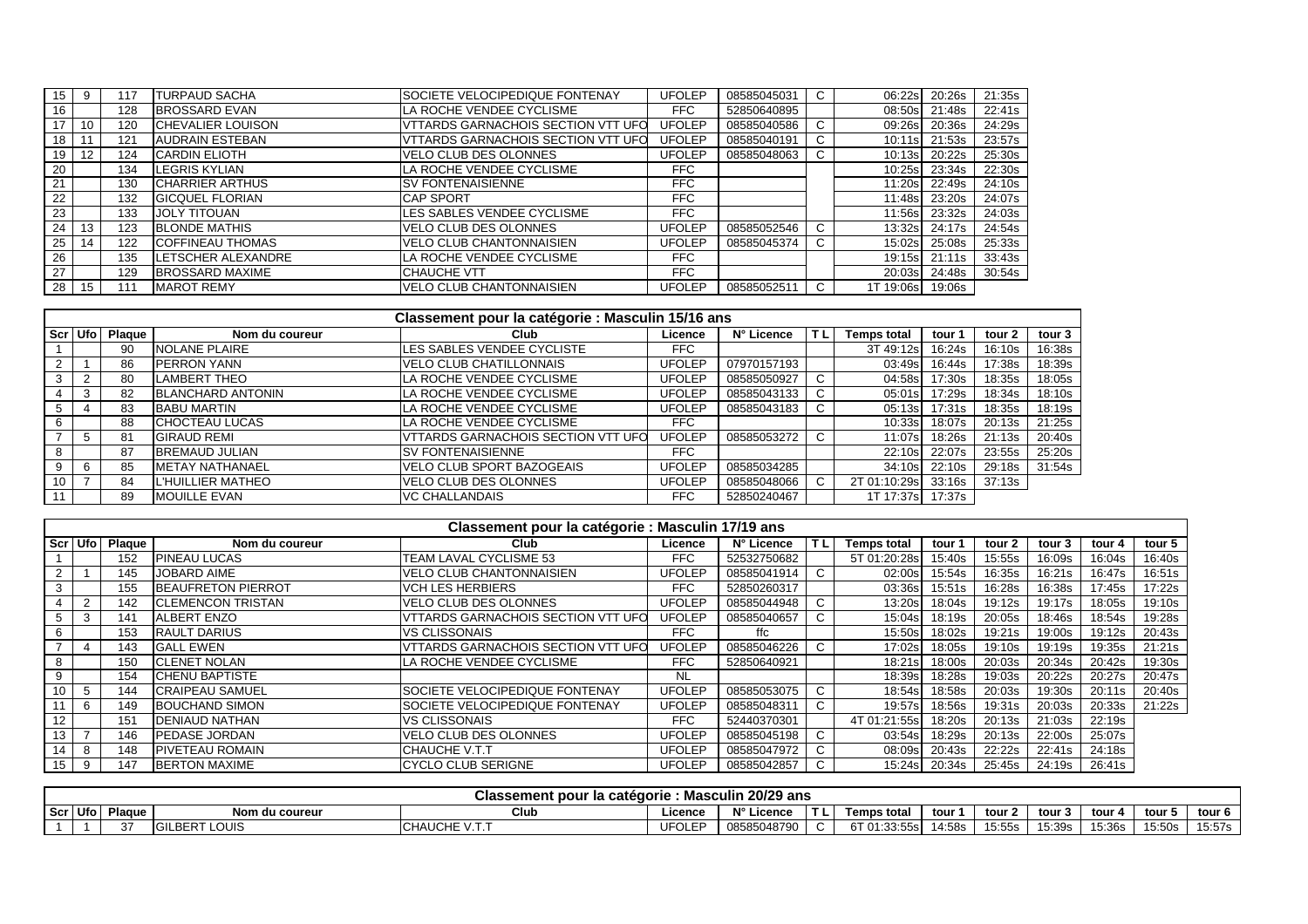| Scr | Ufo | Plaque | Nom du coureur | Club | Licence | N° Licence | T L | Temps total | tour 1 | tour 2 |
|---|---|---|---|---|---|---|---|---|---|---|
| 15 | 9 | 117 | TURPAUD SACHA | SOCIETE VELOCIPEDIQUE FONTENAY | UFOLEP | 08585045031 | C | 06:22s | 20:26s | 21:35s |
| 16 | | 128 | BROSSARD EVAN | LA ROCHE VENDEE CYCLISME | FFC | 52850640895 | | 08:50s | 21:48s | 22:41s |
| 17 | 10 | 120 | CHEVALIER LOUISON | VTTARDS GARNACHOIS SECTION VTT UFO | UFOLEP | 08585040586 | C | 09:26s | 20:36s | 24:29s |
| 18 | 11 | 121 | AUDRAIN ESTEBAN | VTTARDS GARNACHOIS SECTION VTT UFO | UFOLEP | 08585040191 | C | 10:11s | 21:53s | 23:57s |
| 19 | 12 | 124 | CARDIN ELIOTH | VELO CLUB DES OLONNES | UFOLEP | 08585048063 | C | 10:13s | 20:22s | 25:30s |
| 20 | | 134 | LEGRIS KYLIAN | LA ROCHE VENDEE CYCLISME | FFC | | | 10:25s | 23:34s | 22:30s |
| 21 | | 130 | CHARRIER ARTHUS | SV FONTENAISIENNE | FFC | | | 11:20s | 22:49s | 24:10s |
| 22 | | 132 | GICQUEL FLORIAN | CAP SPORT | FFC | | | 11:48s | 23:20s | 24:07s |
| 23 | | 133 | JOLY TITOUAN | LES SABLES VENDEE CYCLISME | FFC | | | 11:56s | 23:32s | 24:03s |
| 24 | 13 | 123 | BLONDE MATHIS | VELO CLUB DES OLONNES | UFOLEP | 08585052546 | C | 13:32s | 24:17s | 24:54s |
| 25 | 14 | 122 | COFFINEAU THOMAS | VELO CLUB CHANTONNAISIEN | UFOLEP | 08585045374 | C | 15:02s | 25:08s | 25:33s |
| 26 | | 135 | LETSCHER ALEXANDRE | LA ROCHE VENDEE CYCLISME | FFC | | | 19:15s | 21:11s | 33:43s |
| 27 | | 129 | BROSSARD MAXIME | CHAUCHE VTT | FFC | | | 20:03s | 24:48s | 30:54s |
| 28 | 15 | 111 | MAROT REMY | VELO CLUB CHANTONNAISIEN | UFOLEP | 08585052511 | C | 1T 19:06s | 19:06s | |

## Classement pour la catégorie : Masculin 15/16 ans

| Scr | Ufo | Plaque | Nom du coureur | Club | Licence | N° Licence | T L | Temps total | tour 1 | tour 2 | tour 3 |
|---|---|---|---|---|---|---|---|---|---|---|---|
| 1 | | 90 | NOLANE PLAIRE | LES SABLES VENDEE CYCLISTE | FFC | | | 3T 49:12s | 16:24s | 16:10s | 16:38s |
| 2 | 1 | 86 | PERRON YANN | VELO CLUB CHATILLONNAIS | UFOLEP | 07970157193 | | 03:49s | 16:44s | 17:38s | 18:39s |
| 3 | 2 | 80 | LAMBERT THEO | LA ROCHE VENDEE CYCLISME | UFOLEP | 08585050927 | C | 04:58s | 17:30s | 18:35s | 18:05s |
| 4 | 3 | 82 | BLANCHARD ANTONIN | LA ROCHE VENDEE CYCLISME | UFOLEP | 08585043133 | C | 05:01s | 17:29s | 18:34s | 18:10s |
| 5 | 4 | 83 | BABU MARTIN | LA ROCHE VENDEE CYCLISME | UFOLEP | 08585043183 | C | 05:13s | 17:31s | 18:35s | 18:19s |
| 6 | | 88 | CHOCTEAU LUCAS | LA ROCHE VENDEE CYCLISME | FFC | | | 10:33s | 18:07s | 20:13s | 21:25s |
| 7 | 5 | 81 | GIRAUD REMI | VTTARDS GARNACHOIS SECTION VTT UFO | UFOLEP | 08585053272 | C | 11:07s | 18:26s | 21:13s | 20:40s |
| 8 | | 87 | BREMAUD JULIAN | SV FONTENAISIENNE | FFC | | | 22:10s | 22:07s | 23:55s | 25:20s |
| 9 | 6 | 85 | METAY NATHANAEL | VELO CLUB SPORT BAZOGEAIS | UFOLEP | 08585034285 | | 34:10s | 22:10s | 29:18s | 31:54s |
| 10 | 7 | 84 | L'HUILLIER MATHEO | VELO CLUB DES OLONNES | UFOLEP | 08585048066 | C | 2T 01:10:29s | 33:16s | 37:13s | |
| 11 | | 89 | MOUILLE EVAN | VC CHALLANDAIS | FFC | 52850240467 | | 1T 17:37s | 17:37s | | |

## Classement pour la catégorie : Masculin 17/19 ans

| Scr | Ufo | Plaque | Nom du coureur | Club | Licence | N° Licence | T L | Temps total | tour 1 | tour 2 | tour 3 | tour 4 | tour 5 |
|---|---|---|---|---|---|---|---|---|---|---|---|---|---|
| 1 | | 152 | PINEAU LUCAS | TEAM LAVAL CYCLISME 53 | FFC | 52532750682 | | 5T 01:20:28s | 15:40s | 15:55s | 16:09s | 16:04s | 16:40s |
| 2 | 1 | 145 | JOBARD AIME | VELO CLUB CHANTONNAISIEN | UFOLEP | 08585041914 | C | 02:00s | 15:54s | 16:35s | 16:21s | 16:47s | 16:51s |
| 3 | | 155 | BEAUFRETON PIERROT | VCH LES HERBIERS | FFC | 52850260317 | | 03:36s | 15:51s | 16:28s | 16:38s | 17:45s | 17:22s |
| 4 | 2 | 142 | CLEMENCON TRISTAN | VELO CLUB DES OLONNES | UFOLEP | 08585044948 | C | 13:20s | 18:04s | 19:12s | 19:17s | 18:05s | 19:10s |
| 5 | 3 | 141 | ALBERT ENZO | VTTARDS GARNACHOIS SECTION VTT UFO | UFOLEP | 08585040657 | C | 15:04s | 18:19s | 20:05s | 18:46s | 18:54s | 19:28s |
| 6 | | 153 | RAULT DARIUS | VS CLISSONAIS | FFC | ffc | | 15:50s | 18:02s | 19:21s | 19:00s | 19:12s | 20:43s |
| 7 | 4 | 143 | GALL EWEN | VTTARDS GARNACHOIS SECTION VTT UFO | UFOLEP | 08585046226 | C | 17:02s | 18:05s | 19:10s | 19:19s | 19:35s | 21:21s |
| 8 | | 150 | CLENET NOLAN | LA ROCHE VENDEE CYCLISME | FFC | 52850640921 | | 18:21s | 18:00s | 20:03s | 20:34s | 20:42s | 19:30s |
| 9 | | 154 | CHENU BAPTISTE | | NL | | | 18:39s | 18:28s | 19:03s | 20:22s | 20:27s | 20:47s |
| 10 | 5 | 144 | CRAIPEAU SAMUEL | SOCIETE VELOCIPEDIQUE FONTENAY | UFOLEP | 08585053075 | C | 18:54s | 18:58s | 20:03s | 19:30s | 20:11s | 20:40s |
| 11 | 6 | 149 | BOUCHAND SIMON | SOCIETE VELOCIPEDIQUE FONTENAY | UFOLEP | 08585048311 | C | 19:57s | 18:56s | 19:31s | 20:03s | 20:33s | 21:22s |
| 12 | | 151 | DENIAUD NATHAN | VS CLISSONAIS | FFC | 52440370301 | | 4T 01:21:55s | 18:20s | 20:13s | 21:03s | 22:19s | |
| 13 | 7 | 146 | PEDASE JORDAN | VELO CLUB DES OLONNES | UFOLEP | 08585045198 | C | 03:54s | 18:29s | 20:13s | 22:00s | 25:07s | |
| 14 | 8 | 148 | PIVETEAU ROMAIN | CHAUCHE V.T.T | UFOLEP | 08585047972 | C | 08:09s | 20:43s | 22:22s | 22:41s | 24:18s | |
| 15 | 9 | 147 | BERTON MAXIME | CYCLO CLUB SERIGNE | UFOLEP | 08585042857 | C | 15:24s | 20:34s | 25:45s | 24:19s | 26:41s | |

## Classement pour la catégorie : Masculin 20/29 ans

| Scr | Ufo | Plaque | Nom du coureur | Club | Licence | N° Licence | T L | Temps total | tour 1 | tour 2 | tour 3 | tour 4 | tour 5 | tour 6 |
|---|---|---|---|---|---|---|---|---|---|---|---|---|---|---|
| 1 | 1 | 37 | GILBERT LOUIS | CHAUCHE V.T.T | UFOLEP | 08585048790 | C | 6T 01:33:55s | 14:58s | 15:55s | 15:39s | 15:36s | 15:50s | 15:57s |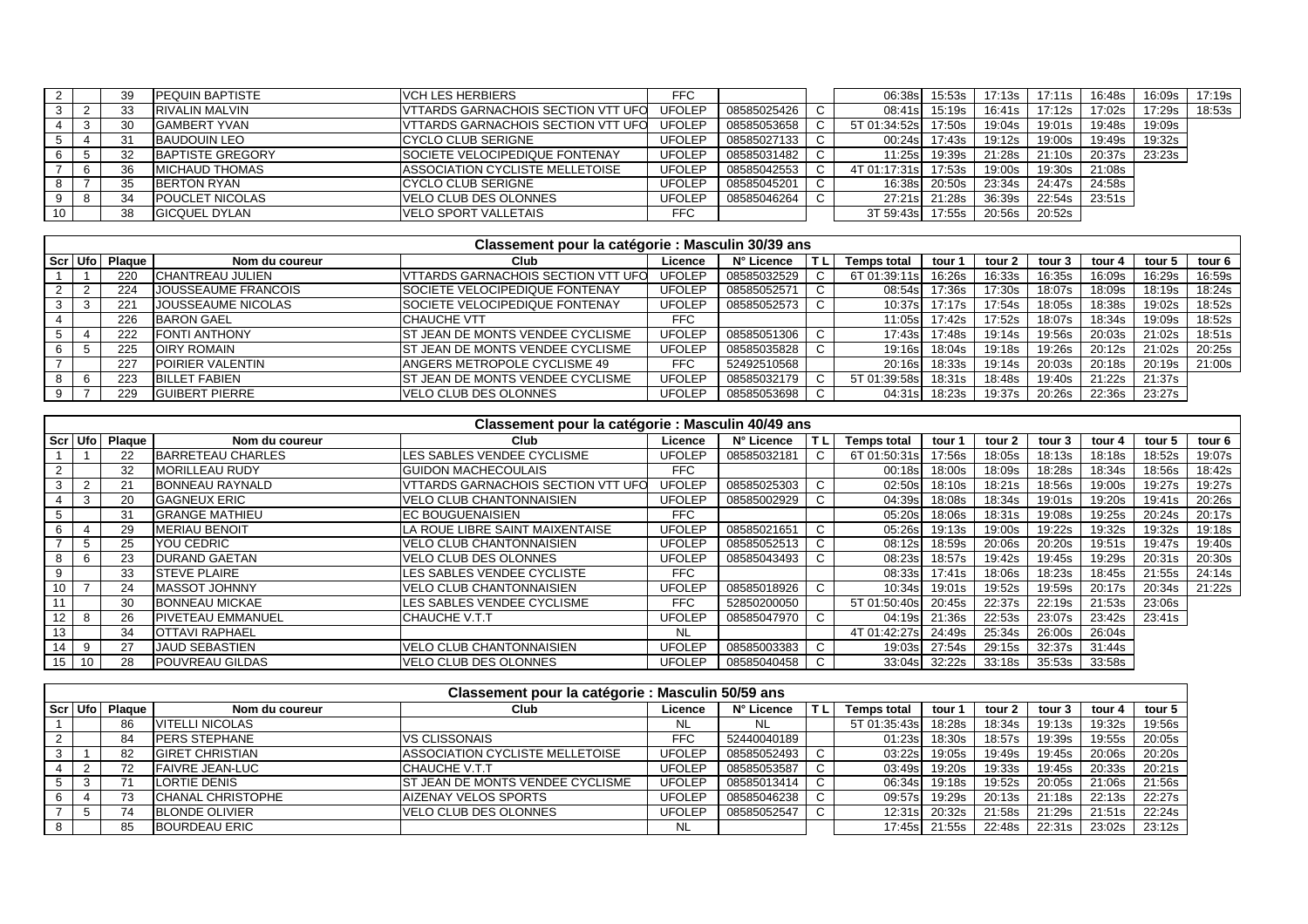| Scr | Ufo | Plaque | Nom du coureur | Club | Licence | N° Licence | T L | Temps total | tour 1 | tour 2 | tour 3 | tour 4 | tour 5 | tour 6 |
|---|---|---|---|---|---|---|---|---|---|---|---|---|---|---|
| 2 | | 39 | PEQUIN BAPTISTE | VCH LES HERBIERS | FFC | | | 06:38s | 15:53s | 17:13s | 17:11s | 16:48s | 16:09s | 17:19s |
| 3 | 2 | 33 | RIVALIN MALVIN | VTTARDS GARNACHOIS SECTION VTT UFO | UFOLEP | 08585025426 | C | 08:41s | 15:19s | 16:41s | 17:12s | 17:02s | 17:29s | 18:53s |
| 4 | 3 | 30 | GAMBERT YVAN | VTTARDS GARNACHOIS SECTION VTT UFO | UFOLEP | 08585053658 | C | 5T 01:34:52s | 17:50s | 19:04s | 19:01s | 19:48s | 19:09s | |
| 5 | 4 | 31 | BAUDOUIN LEO | CYCLO CLUB SERIGNE | UFOLEP | 08585027133 | C | 00:24s | 17:43s | 19:12s | 19:00s | 19:49s | 19:32s | |
| 6 | 5 | 32 | BAPTISTE GREGORY | SOCIETE VELOCIPEDIQUE FONTENAY | UFOLEP | 08585031482 | C | 11:25s | 19:39s | 21:28s | 21:10s | 20:37s | 23:23s | |
| 7 | 6 | 36 | MICHAUD THOMAS | ASSOCIATION CYCLISTE MELLETOISE | UFOLEP | 08585042553 | C | 4T 01:17:31s | 17:53s | 19:00s | 19:30s | 21:08s | | |
| 8 | 7 | 35 | BERTON RYAN | CYCLO CLUB SERIGNE | UFOLEP | 08585045201 | C | 16:38s | 20:50s | 23:34s | 24:47s | 24:58s | | |
| 9 | 8 | 34 | POUCLET NICOLAS | VELO CLUB DES OLONNES | UFOLEP | 08585046264 | C | 27:21s | 21:28s | 36:39s | 22:54s | 23:51s | | |
| 10 | | 38 | GICQUEL DYLAN | VELO SPORT VALLETAIS | FFC | | | 3T 59:43s | 17:55s | 20:56s | 20:52s | | | |

## Classement pour la catégorie : Masculin 30/39 ans

| Scr | Ufo | Plaque | Nom du coureur | Club | Licence | N° Licence | T L | Temps total | tour 1 | tour 2 | tour 3 | tour 4 | tour 5 | tour 6 |
|---|---|---|---|---|---|---|---|---|---|---|---|---|---|---|
| 1 | 1 | 220 | CHANTREAU JULIEN | VTTARDS GARNACHOIS SECTION VTT UFO | UFOLEP | 08585032529 | C | 6T 01:39:11s | 16:26s | 16:33s | 16:35s | 16:09s | 16:29s | 16:59s |
| 2 | 2 | 224 | JOUSSEAUME FRANCOIS | SOCIETE VELOCIPEDIQUE FONTENAY | UFOLEP | 08585052571 | C | 08:54s | 17:36s | 17:30s | 18:07s | 18:09s | 18:19s | 18:24s |
| 3 | 3 | 221 | JOUSSEAUME NICOLAS | SOCIETE VELOCIPEDIQUE FONTENAY | UFOLEP | 08585052573 | C | 10:37s | 17:17s | 17:54s | 18:05s | 18:38s | 19:02s | 18:52s |
| 4 | | 226 | BARON GAEL | CHAUCHE VTT | FFC | | | 11:05s | 17:42s | 17:52s | 18:07s | 18:34s | 19:09s | 18:52s |
| 5 | 4 | 222 | FONTI ANTHONY | ST JEAN DE MONTS VENDEE CYCLISME | UFOLEP | 08585051306 | C | 17:43s | 17:48s | 19:14s | 19:56s | 20:03s | 21:02s | 18:51s |
| 6 | 5 | 225 | OIRY ROMAIN | ST JEAN DE MONTS VENDEE CYCLISME | UFOLEP | 08585035828 | C | 19:16s | 18:04s | 19:18s | 19:26s | 20:12s | 21:02s | 20:25s |
| 7 | | 227 | POIRIER VALENTIN | ANGERS METROPOLE CYCLISME 49 | FFC | 52492510568 | | 20:16s | 18:33s | 19:14s | 20:03s | 20:18s | 20:19s | 21:00s |
| 8 | 6 | 223 | BILLET FABIEN | ST JEAN DE MONTS VENDEE CYCLISME | UFOLEP | 08585032179 | C | 5T 01:39:58s | 18:31s | 18:48s | 19:40s | 21:22s | 21:37s | |
| 9 | 7 | 229 | GUIBERT PIERRE | VELO CLUB DES OLONNES | UFOLEP | 08585053698 | C | 04:31s | 18:23s | 19:37s | 20:26s | 22:36s | 23:27s | |

## Classement pour la catégorie : Masculin 40/49 ans

| Scr | Ufo | Plaque | Nom du coureur | Club | Licence | N° Licence | T L | Temps total | tour 1 | tour 2 | tour 3 | tour 4 | tour 5 | tour 6 |
|---|---|---|---|---|---|---|---|---|---|---|---|---|---|---|
| 1 | 1 | 22 | BARRETEAU CHARLES | LES SABLES VENDEE CYCLISME | UFOLEP | 08585032181 | C | 6T 01:50:31s | 17:56s | 18:05s | 18:13s | 18:18s | 18:52s | 19:07s |
| 2 | | 32 | MORILLEAU RUDY | GUIDON MACHECOULAIS | FFC | | | 00:18s | 18:00s | 18:09s | 18:28s | 18:34s | 18:56s | 18:42s |
| 3 | 2 | 21 | BONNEAU RAYNALD | VTTARDS GARNACHOIS SECTION VTT UFO | UFOLEP | 08585025303 | C | 02:50s | 18:10s | 18:21s | 18:56s | 19:00s | 19:27s | 19:27s |
| 4 | 3 | 20 | GAGNEUX ERIC | VELO CLUB CHANTONNAISIEN | UFOLEP | 08585002929 | C | 04:39s | 18:08s | 18:34s | 19:01s | 19:20s | 19:41s | 20:26s |
| 5 | | 31 | GRANGE MATHIEU | EC BOUGUENAISIEN | FFC | | | 05:20s | 18:06s | 18:31s | 19:08s | 19:25s | 20:24s | 20:17s |
| 6 | 4 | 29 | MERIAU BENOIT | LA ROUE LIBRE SAINT MAIXENTAISE | UFOLEP | 08585021651 | C | 05:26s | 19:13s | 19:00s | 19:22s | 19:32s | 19:32s | 19:18s |
| 7 | 5 | 25 | YOU CEDRIC | VELO CLUB CHANTONNAISIEN | UFOLEP | 08585052513 | C | 08:12s | 18:59s | 20:06s | 20:20s | 19:51s | 19:47s | 19:40s |
| 8 | 6 | 23 | DURAND GAETAN | VELO CLUB DES OLONNES | UFOLEP | 08585043493 | C | 08:23s | 18:57s | 19:42s | 19:45s | 19:29s | 20:31s | 20:30s |
| 9 | | 33 | STEVE PLAIRE | LES SABLES VENDEE CYCLISTE | FFC | | | 08:33s | 17:41s | 18:06s | 18:23s | 18:45s | 21:55s | 24:14s |
| 10 | 7 | 24 | MASSOT JOHNNY | VELO CLUB CHANTONNAISIEN | UFOLEP | 08585018926 | C | 10:34s | 19:01s | 19:52s | 19:59s | 20:17s | 20:34s | 21:22s |
| 11 | | 30 | BONNEAU MICKAE | LES SABLES VENDEE CYCLISME | FFC | 52850200050 | | 5T 01:50:40s | 20:45s | 22:37s | 22:19s | 21:53s | 23:06s | |
| 12 | 8 | 26 | PIVETEAU EMMANUEL | CHAUCHE V.T.T | UFOLEP | 08585047970 | C | 04:19s | 21:36s | 22:53s | 23:07s | 23:42s | 23:41s | |
| 13 | | 34 | OTTAVI RAPHAEL | | NL | | | 4T 01:42:27s | 24:49s | 25:34s | 26:00s | 26:04s | | |
| 14 | 9 | 27 | JAUD SEBASTIEN | VELO CLUB CHANTONNAISIEN | UFOLEP | 08585003383 | C | 19:03s | 27:54s | 29:15s | 32:37s | 31:44s | | |
| 15 | 10 | 28 | POUVREAU GILDAS | VELO CLUB DES OLONNES | UFOLEP | 08585040458 | C | 33:04s | 32:22s | 33:18s | 35:53s | 33:58s | | |

## Classement pour la catégorie : Masculin 50/59 ans

| Scr | Ufo | Plaque | Nom du coureur | Club | Licence | N° Licence | T L | Temps total | tour 1 | tour 2 | tour 3 | tour 4 | tour 5 |
|---|---|---|---|---|---|---|---|---|---|---|---|---|---|
| 1 | | 86 | VITELLI NICOLAS | | NL | NL | | 5T 01:35:43s | 18:28s | 18:34s | 19:13s | 19:32s | 19:56s |
| 2 | | 84 | PERS STEPHANE | VS CLISSONAIS | FFC | 52440040189 | | 01:23s | 18:30s | 18:57s | 19:39s | 19:55s | 20:05s |
| 3 | 1 | 82 | GIRET CHRISTIAN | ASSOCIATION CYCLISTE MELLETOISE | UFOLEP | 08585052493 | C | 03:22s | 19:05s | 19:49s | 19:45s | 20:06s | 20:20s |
| 4 | 2 | 72 | FAIVRE JEAN-LUC | CHAUCHE V.T.T | UFOLEP | 08585053587 | C | 03:49s | 19:20s | 19:33s | 19:45s | 20:33s | 20:21s |
| 5 | 3 | 71 | LORTIE DENIS | ST JEAN DE MONTS VENDEE CYCLISME | UFOLEP | 08585013414 | C | 06:34s | 19:18s | 19:52s | 20:05s | 21:06s | 21:56s |
| 6 | 4 | 73 | CHANAL CHRISTOPHE | AIZENAY VELOS SPORTS | UFOLEP | 08585046238 | C | 09:57s | 19:29s | 20:13s | 21:18s | 22:13s | 22:27s |
| 7 | 5 | 74 | BLONDE OLIVIER | VELO CLUB DES OLONNES | UFOLEP | 08585052547 | C | 12:31s | 20:32s | 21:58s | 21:29s | 21:51s | 22:24s |
| 8 | | 85 | BOURDEAU ERIC | | NL | | | 17:45s | 21:55s | 22:48s | 22:31s | 23:02s | 23:12s |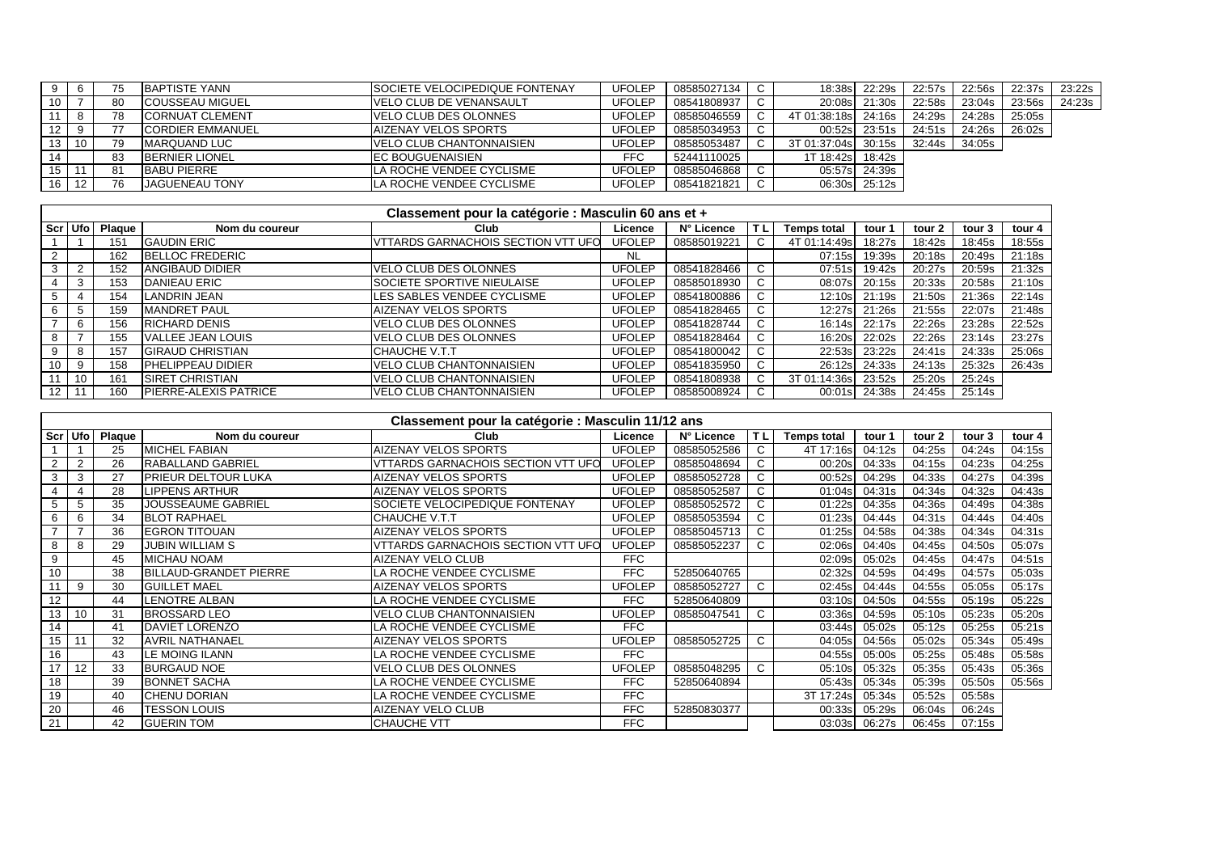| | | | | | | | | | | | | | | | |
|---|---|---|---|---|---|---|---|---|---|---|---|---|---|---|---|
| 9 | 6 | 75 | BAPTISTE YANN | SOCIETE VELOCIPEDIQUE FONTENAY | UFOLEP | 08585027134 | C | 18:38s | 22:29s | 22:57s | 22:56s | 22:37s | 23:22s |
| 10 | 7 | 80 | COUSSEAU MIGUEL | VELO CLUB DE VENANSAULT | UFOLEP | 08541808937 | C | 20:08s | 21:30s | 22:58s | 23:04s | 23:56s | 24:23s |
| 11 | 8 | 78 | CORNUAT CLEMENT | VELO CLUB DES OLONNES | UFOLEP | 08585046559 | C | 4T 01:38:18s | 24:16s | 24:29s | 24:28s | 25:05s | |
| 12 | 9 | 77 | CORDIER EMMANUEL | AIZENAY VELOS SPORTS | UFOLEP | 08585034953 | C | 00:52s | 23:51s | 24:51s | 24:26s | 26:02s | |
| 13 | 10 | 79 | MARQUAND LUC | VELO CLUB CHANTONNAISIEN | UFOLEP | 08585053487 | C | 3T 01:37:04s | 30:15s | 32:44s | 34:05s | | |
| 14 | | 83 | BERNIER LIONEL | EC BOUGUENAISIEN | FFC | 52441110025 | | 1T 18:42s | 18:42s | | | | |
| 15 | 11 | 81 | BABU PIERRE | LA ROCHE VENDEE CYCLISME | UFOLEP | 08585046868 | C | 05:57s | 24:39s | | | | |
| 16 | 12 | 76 | JAGUENEAU TONY | LA ROCHE VENDEE CYCLISME | UFOLEP | 08541821821 | C | 06:30s | 25:12s | | | | |

## Classement pour la catégorie : Masculin 60 ans et +

| Scr | Ufo | Plaque | Nom du coureur | Club | Licence | N° Licence | T L | Temps total | tour 1 | tour 2 | tour 3 | tour 4 |
|---|---|---|---|---|---|---|---|---|---|---|---|---|
| 1 | 1 | 151 | GAUDIN ERIC | VTTARDS GARNACHOIS SECTION VTT UFO | UFOLEP | 08585019221 | C | 4T 01:14:49s | 18:27s | 18:42s | 18:45s | 18:55s |
| 2 | | 162 | BELLOC FREDERIC | | NL | | | 07:15s | 19:39s | 20:18s | 20:49s | 21:18s |
| 3 | 2 | 152 | ANGIBAUD DIDIER | VELO CLUB DES OLONNES | UFOLEP | 08541828466 | C | 07:51s | 19:42s | 20:27s | 20:59s | 21:32s |
| 4 | 3 | 153 | DANIEAU ERIC | SOCIETE SPORTIVE NIEULAISE | UFOLEP | 08585018930 | C | 08:07s | 20:15s | 20:33s | 20:58s | 21:10s |
| 5 | 4 | 154 | LANDRIN JEAN | LES SABLES VENDEE CYCLISME | UFOLEP | 08541800886 | C | 12:10s | 21:19s | 21:50s | 21:36s | 22:14s |
| 6 | 5 | 159 | MANDRET PAUL | AIZENAY VELOS SPORTS | UFOLEP | 08541828465 | C | 12:27s | 21:26s | 21:55s | 22:07s | 21:48s |
| 7 | 6 | 156 | RICHARD DENIS | VELO CLUB DES OLONNES | UFOLEP | 08541828744 | C | 16:14s | 22:17s | 22:26s | 23:28s | 22:52s |
| 8 | 7 | 155 | VALLEE JEAN LOUIS | VELO CLUB DES OLONNES | UFOLEP | 08541828464 | C | 16:20s | 22:02s | 22:26s | 23:14s | 23:27s |
| 9 | 8 | 157 | GIRAUD CHRISTIAN | CHAUCHE V.T.T | UFOLEP | 08541800042 | C | 22:53s | 23:22s | 24:41s | 24:33s | 25:06s |
| 10 | 9 | 158 | PHELIPPEAU DIDIER | VELO CLUB CHANTONNAISIEN | UFOLEP | 08541835950 | C | 26:12s | 24:33s | 24:13s | 25:32s | 26:43s |
| 11 | 10 | 161 | SIRET CHRISTIAN | VELO CLUB CHANTONNAISIEN | UFOLEP | 08541808938 | C | 3T 01:14:36s | 23:52s | 25:20s | 25:24s | |
| 12 | 11 | 160 | PIERRE-ALEXIS PATRICE | VELO CLUB CHANTONNAISIEN | UFOLEP | 08585008924 | C | 00:01s | 24:38s | 24:45s | 25:14s | |

## Classement pour la catégorie : Masculin 11/12 ans

| Scr | Ufo | Plaque | Nom du coureur | Club | Licence | N° Licence | T L | Temps total | tour 1 | tour 2 | tour 3 | tour 4 |
|---|---|---|---|---|---|---|---|---|---|---|---|---|
| 1 | 1 | 25 | MICHEL FABIAN | AIZENAY VELOS SPORTS | UFOLEP | 08585052586 | C | 4T 17:16s | 04:12s | 04:25s | 04:24s | 04:15s |
| 2 | 2 | 26 | RABALLAND GABRIEL | VTTARDS GARNACHOIS SECTION VTT UFO | UFOLEP | 08585048694 | C | 00:20s | 04:33s | 04:15s | 04:23s | 04:25s |
| 3 | 3 | 27 | PRIEUR DELTOUR LUKA | AIZENAY VELOS SPORTS | UFOLEP | 08585052728 | C | 00:52s | 04:29s | 04:33s | 04:27s | 04:39s |
| 4 | 4 | 28 | LIPPENS ARTHUR | AIZENAY VELOS SPORTS | UFOLEP | 08585052587 | C | 01:04s | 04:31s | 04:34s | 04:32s | 04:43s |
| 5 | 5 | 35 | JOUSSEAUME GABRIEL | SOCIETE VELOCIPEDIQUE FONTENAY | UFOLEP | 08585052572 | C | 01:22s | 04:35s | 04:36s | 04:49s | 04:38s |
| 6 | 6 | 34 | BLOT RAPHAEL | CHAUCHE V.T.T | UFOLEP | 08585053594 | C | 01:23s | 04:44s | 04:31s | 04:44s | 04:40s |
| 7 | 7 | 36 | EGRON TITOUAN | AIZENAY VELOS SPORTS | UFOLEP | 08585045713 | C | 01:25s | 04:58s | 04:38s | 04:34s | 04:31s |
| 8 | 8 | 29 | JUBIN WILLIAM S | VTTARDS GARNACHOIS SECTION VTT UFO | UFOLEP | 08585052237 | C | 02:06s | 04:40s | 04:45s | 04:50s | 05:07s |
| 9 | | 45 | MICHAU NOAM | AIZENAY VELO CLUB | FFC | | | 02:09s | 05:02s | 04:45s | 04:47s | 04:51s |
| 10 | | 38 | BILLAUD-GRANDET PIERRE | LA ROCHE VENDEE CYCLISME | FFC | 52850640765 | | 02:32s | 04:59s | 04:49s | 04:57s | 05:03s |
| 11 | 9 | 30 | GUILLET MAEL | AIZENAY VELOS SPORTS | UFOLEP | 08585052727 | C | 02:45s | 04:44s | 04:55s | 05:05s | 05:17s |
| 12 | | 44 | LENOTRE ALBAN | LA ROCHE VENDEE CYCLISME | FFC | 52850640809 | | 03:10s | 04:50s | 04:55s | 05:19s | 05:22s |
| 13 | 10 | 31 | BROSSARD LEO | VELO CLUB CHANTONNAISIEN | UFOLEP | 08585047541 | C | 03:36s | 04:59s | 05:10s | 05:23s | 05:20s |
| 14 | | 41 | DAVIET LORENZO | LA ROCHE VENDEE CYCLISME | FFC | | | 03:44s | 05:02s | 05:12s | 05:25s | 05:21s |
| 15 | 11 | 32 | AVRIL NATHANAEL | AIZENAY VELOS SPORTS | UFOLEP | 08585052725 | C | 04:05s | 04:56s | 05:02s | 05:34s | 05:49s |
| 16 | | 43 | LE MOING ILANN | LA ROCHE VENDEE CYCLISME | FFC | | | 04:55s | 05:00s | 05:25s | 05:48s | 05:58s |
| 17 | 12 | 33 | BURGAUD NOE | VELO CLUB DES OLONNES | UFOLEP | 08585048295 | C | 05:10s | 05:32s | 05:35s | 05:43s | 05:36s |
| 18 | | 39 | BONNET SACHA | LA ROCHE VENDEE CYCLISME | FFC | 52850640894 | | 05:43s | 05:34s | 05:39s | 05:50s | 05:56s |
| 19 | | 40 | CHENU DORIAN | LA ROCHE VENDEE CYCLISME | FFC | | | 3T 17:24s | 05:34s | 05:52s | 05:58s | |
| 20 | | 46 | TESSON LOUIS | AIZENAY VELO CLUB | FFC | 52850830377 | | 00:33s | 05:29s | 06:04s | 06:24s | |
| 21 | | 42 | GUERIN TOM | CHAUCHE VTT | FFC | | | 03:03s | 06:27s | 06:45s | 07:15s | |